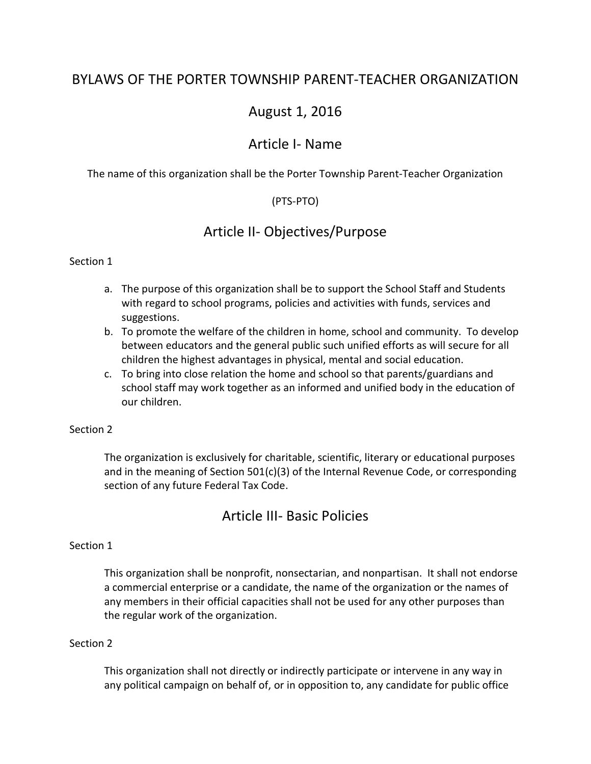# BYLAWS OF THE PORTER TOWNSHIP PARENT-TEACHER ORGANIZATION

## August 1, 2016

## Article I- Name

The name of this organization shall be the Porter Township Parent-Teacher Organization

(PTS-PTO)

## Article II- Objectives/Purpose

Section 1

a. The purpose of this organization shall be to support the School Staff and Students with regard to school programs, policies and activities with funds, services and suggestions.
b. To promote the welfare of the children in home, school and community. To develop between educators and the general public such unified efforts as will secure for all children the highest advantages in physical, mental and social education.
c. To bring into close relation the home and school so that parents/guardians and school staff may work together as an informed and unified body in the education of our children.

Section 2

The organization is exclusively for charitable, scientific, literary or educational purposes and in the meaning of Section 501(c)(3) of the Internal Revenue Code, or corresponding section of any future Federal Tax Code.

## Article III- Basic Policies

Section 1

This organization shall be nonprofit, nonsectarian, and nonpartisan. It shall not endorse a commercial enterprise or a candidate, the name of the organization or the names of any members in their official capacities shall not be used for any other purposes than the regular work of the organization.

Section 2

This organization shall not directly or indirectly participate or intervene in any way in any political campaign on behalf of, or in opposition to, any candidate for public office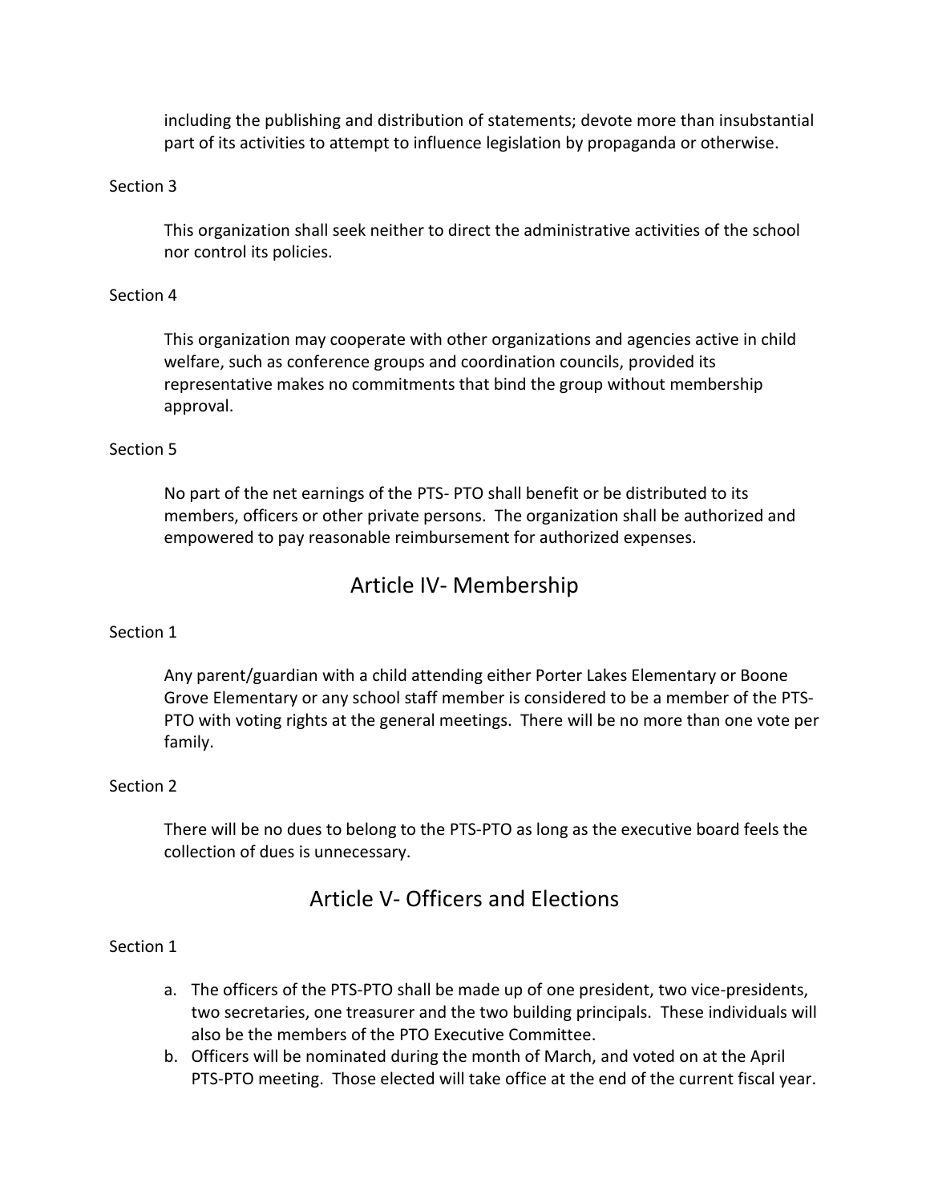including the publishing and distribution of statements; devote more than insubstantial part of its activities to attempt to influence legislation by propaganda or otherwise.

Section 3

This organization shall seek neither to direct the administrative activities of the school nor control its policies.

Section 4

This organization may cooperate with other organizations and agencies active in child welfare, such as conference groups and coordination councils, provided its representative makes no commitments that bind the group without membership approval.

Section 5

No part of the net earnings of the PTS- PTO shall benefit or be distributed to its members, officers or other private persons. The organization shall be authorized and empowered to pay reasonable reimbursement for authorized expenses.

## Article IV- Membership

Section 1

Any parent/guardian with a child attending either Porter Lakes Elementary or Boone Grove Elementary or any school staff member is considered to be a member of the PTS-PTO with voting rights at the general meetings. There will be no more than one vote per family.

Section 2

There will be no dues to belong to the PTS-PTO as long as the executive board feels the collection of dues is unnecessary.

## Article V- Officers and Elections

Section 1

a. The officers of the PTS-PTO shall be made up of one president, two vice-presidents, two secretaries, one treasurer and the two building principals. These individuals will also be the members of the PTO Executive Committee.
b. Officers will be nominated during the month of March, and voted on at the April PTS-PTO meeting. Those elected will take office at the end of the current fiscal year.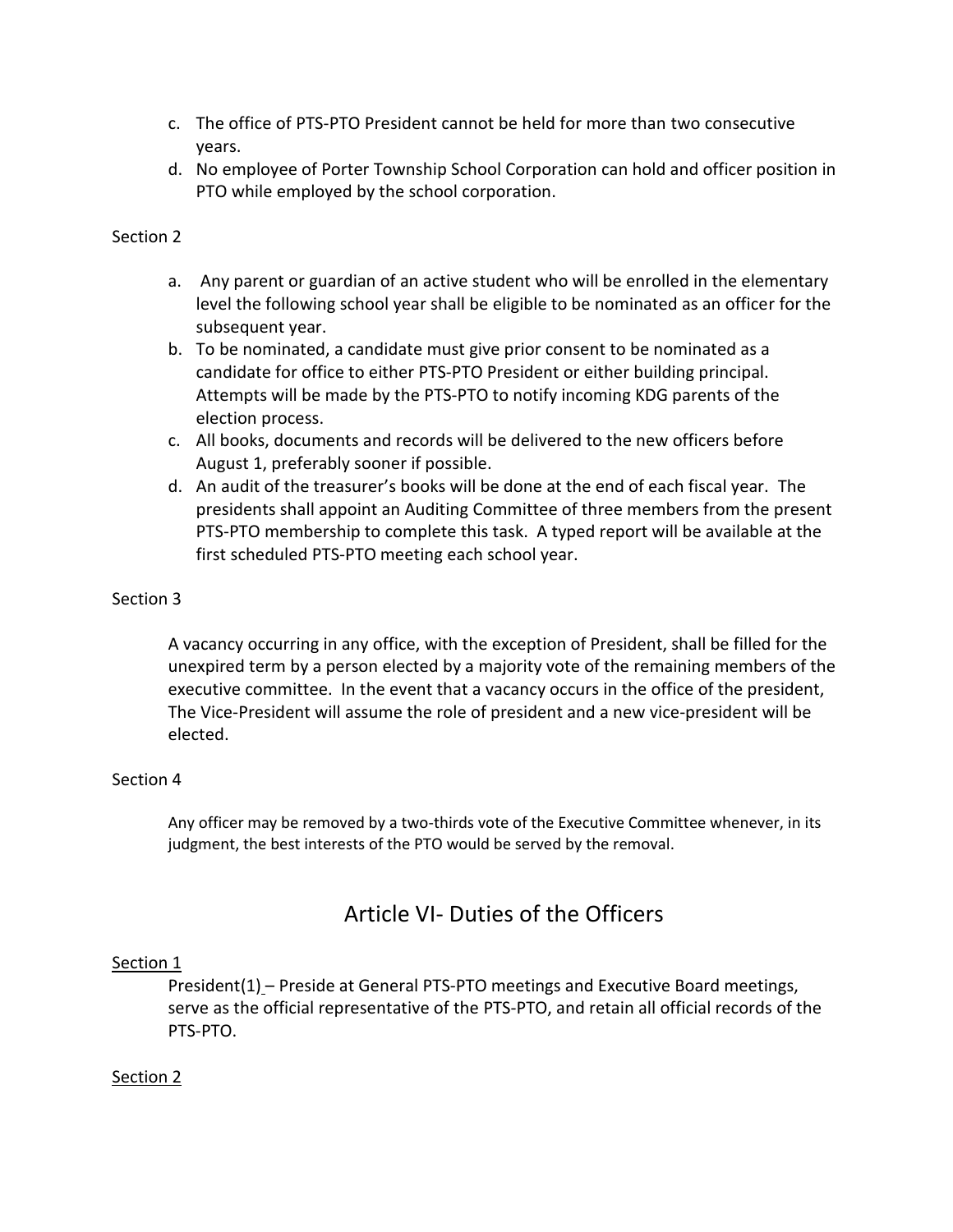c. The office of PTS-PTO President cannot be held for more than two consecutive years.
d. No employee of Porter Township School Corporation can hold and officer position in PTO while employed by the school corporation.

Section 2

a. Any parent or guardian of an active student who will be enrolled in the elementary level the following school year shall be eligible to be nominated as an officer for the subsequent year.
b. To be nominated, a candidate must give prior consent to be nominated as a candidate for office to either PTS-PTO President or either building principal. Attempts will be made by the PTS-PTO to notify incoming KDG parents of the election process.
c. All books, documents and records will be delivered to the new officers before August 1, preferably sooner if possible.
d. An audit of the treasurer's books will be done at the end of each fiscal year. The presidents shall appoint an Auditing Committee of three members from the present PTS-PTO membership to complete this task. A typed report will be available at the first scheduled PTS-PTO meeting each school year.

Section 3

A vacancy occurring in any office, with the exception of President, shall be filled for the unexpired term by a person elected by a majority vote of the remaining members of the executive committee. In the event that a vacancy occurs in the office of the president, The Vice-President will assume the role of president and a new vice-president will be elected.

Section 4

Any officer may be removed by a two-thirds vote of the Executive Committee whenever, in its judgment, the best interests of the PTO would be served by the removal.

## Article VI- Duties of the Officers

Section 1

President(1) – Preside at General PTS-PTO meetings and Executive Board meetings, serve as the official representative of the PTS-PTO, and retain all official records of the PTS-PTO.

Section 2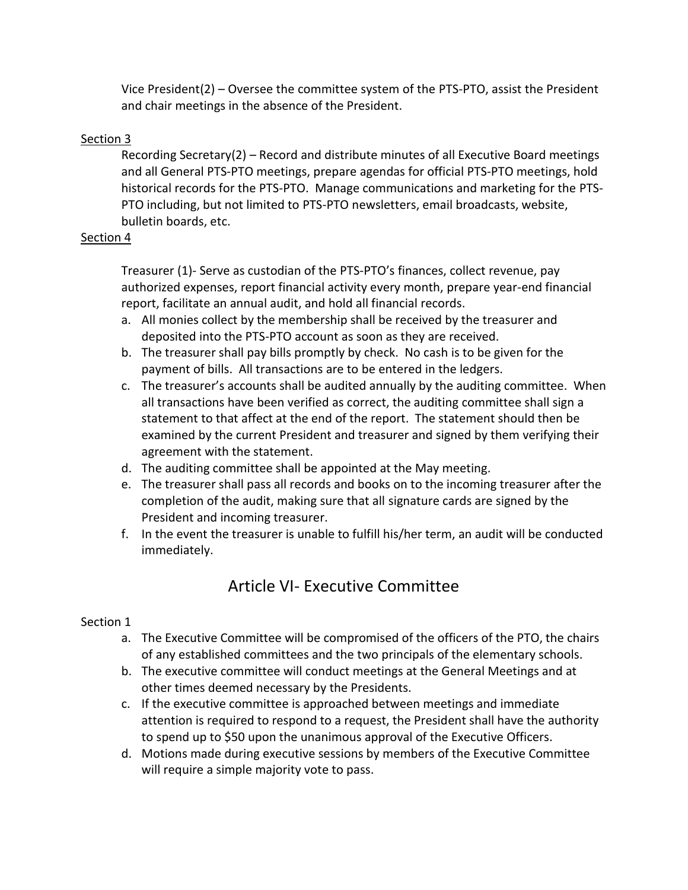Vice President(2) – Oversee the committee system of the PTS-PTO, assist the President and chair meetings in the absence of the President.

Section 3

Recording Secretary(2) – Record and distribute minutes of all Executive Board meetings and all General PTS-PTO meetings, prepare agendas for official PTS-PTO meetings, hold historical records for the PTS-PTO. Manage communications and marketing for the PTS-PTO including, but not limited to PTS-PTO newsletters, email broadcasts, website, bulletin boards, etc.

Section 4

Treasurer (1)- Serve as custodian of the PTS-PTO's finances, collect revenue, pay authorized expenses, report financial activity every month, prepare year-end financial report, facilitate an annual audit, and hold all financial records.

a. All monies collect by the membership shall be received by the treasurer and deposited into the PTS-PTO account as soon as they are received.
b. The treasurer shall pay bills promptly by check. No cash is to be given for the payment of bills. All transactions are to be entered in the ledgers.
c. The treasurer's accounts shall be audited annually by the auditing committee. When all transactions have been verified as correct, the auditing committee shall sign a statement to that affect at the end of the report. The statement should then be examined by the current President and treasurer and signed by them verifying their agreement with the statement.
d. The auditing committee shall be appointed at the May meeting.
e. The treasurer shall pass all records and books on to the incoming treasurer after the completion of the audit, making sure that all signature cards are signed by the President and incoming treasurer.
f. In the event the treasurer is unable to fulfill his/her term, an audit will be conducted immediately.

## Article VI- Executive Committee

Section 1

a. The Executive Committee will be compromised of the officers of the PTO, the chairs of any established committees and the two principals of the elementary schools.
b. The executive committee will conduct meetings at the General Meetings and at other times deemed necessary by the Presidents.
c. If the executive committee is approached between meetings and immediate attention is required to respond to a request, the President shall have the authority to spend up to $50 upon the unanimous approval of the Executive Officers.
d. Motions made during executive sessions by members of the Executive Committee will require a simple majority vote to pass.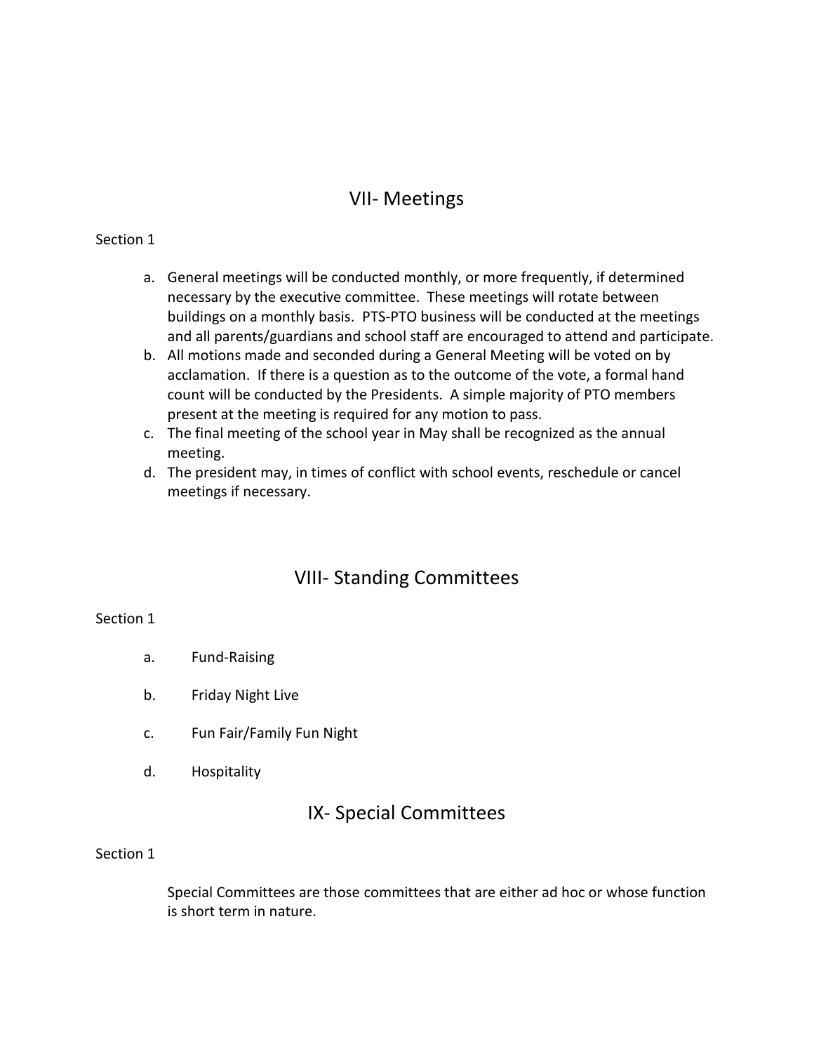## VII- Meetings

Section 1

a. General meetings will be conducted monthly, or more frequently, if determined necessary by the executive committee. These meetings will rotate between buildings on a monthly basis. PTS-PTO business will be conducted at the meetings and all parents/guardians and school staff are encouraged to attend and participate.
b. All motions made and seconded during a General Meeting will be voted on by acclamation. If there is a question as to the outcome of the vote, a formal hand count will be conducted by the Presidents. A simple majority of PTO members present at the meeting is required for any motion to pass.
c. The final meeting of the school year in May shall be recognized as the annual meeting.
d. The president may, in times of conflict with school events, reschedule or cancel meetings if necessary.

## VIII- Standing Committees

Section 1

a. Fund-Raising
b. Friday Night Live
c. Fun Fair/Family Fun Night
d. Hospitality

## IX- Special Committees

Section 1

Special Committees are those committees that are either ad hoc or whose function is short term in nature.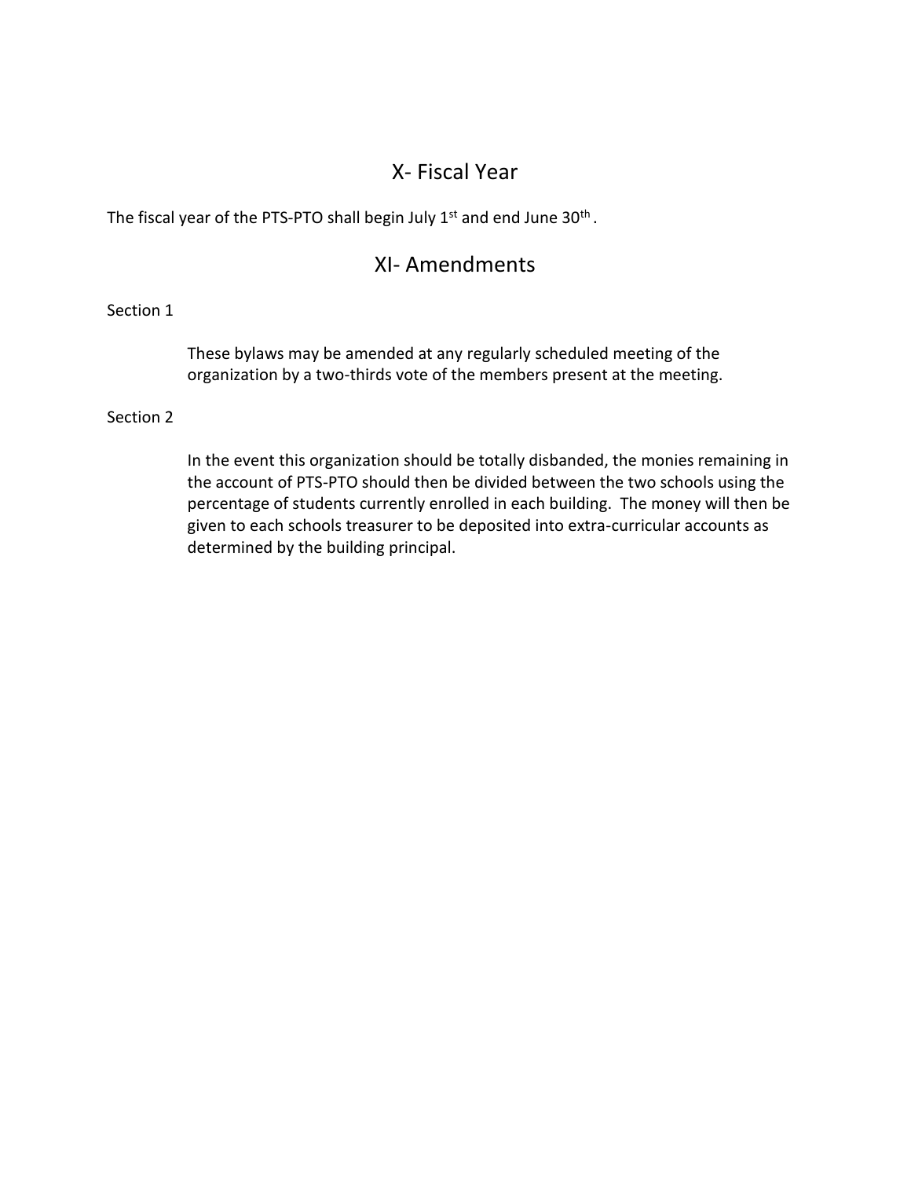## X- Fiscal Year

The fiscal year of the PTS-PTO shall begin July 1st and end June 30th .

## XI- Amendments

Section 1

These bylaws may be amended at any regularly scheduled meeting of the organization by a two-thirds vote of the members present at the meeting.

Section 2

In the event this organization should be totally disbanded, the monies remaining in the account of PTS-PTO should then be divided between the two schools using the percentage of students currently enrolled in each building. The money will then be given to each schools treasurer to be deposited into extra-curricular accounts as determined by the building principal.